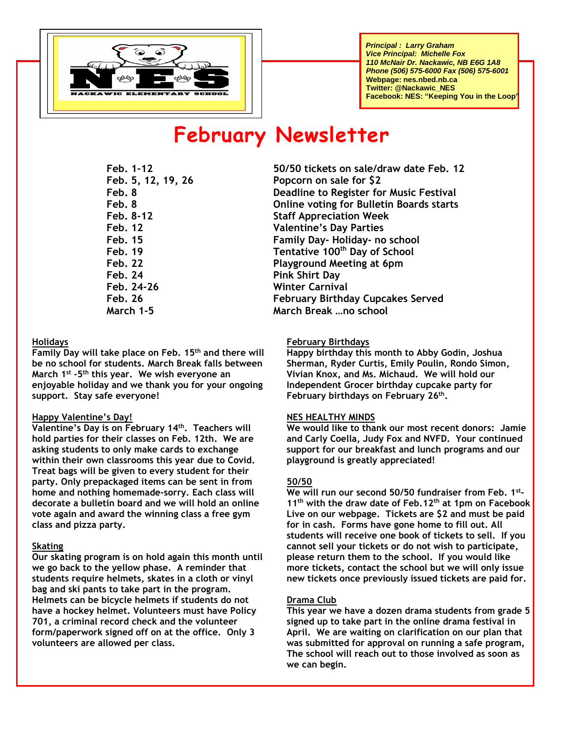*Principal : Larry Graham*
*Vice Principal: Michelle Fox*
*110 McNair Dr. Nackawic, NB E6G 1A8*
*Phone (506) 575-6000 Fax (506) 575-6001*
**Webpage: nes.nbed.nb.ca**
**Twitter: @Nackawic_NES**
**Facebook: NES: "Keeping You in the Loop"**

# February Newsletter

| | |
|---|---|
| Feb. 1-12 | 50/50 tickets on sale/draw date Feb. 12 |
| Feb. 5, 12, 19, 26 | Popcorn on sale for $2 |
| Feb. 8 | Deadline to Register for Music Festival |
| Feb. 8 | Online voting for Bulletin Boards starts |
| Feb. 8-12 | Staff Appreciation Week |
| Feb. 12 | Valentine's Day Parties |
| Feb. 15 | Family Day- Holiday- no school |
| Feb. 19 | Tentative 100th Day of School |
| Feb. 22 | Playground Meeting at 6pm |
| Feb. 24 | Pink Shirt Day |
| Feb. 24-26 | Winter Carnival |
| Feb. 26 | February Birthday Cupcakes Served |
| March 1-5 | March Break …no school |

**Holidays**
Family Day will take place on Feb. 15th and there will be no school for students. March Break falls between March 1st -5th this year. We wish everyone an enjoyable holiday and we thank you for your ongoing support. Stay safe everyone!

**Happy Valentine's Day!**
Valentine's Day is on February 14th. Teachers will hold parties for their classes on Feb. 12th. We are asking students to only make cards to exchange within their own classrooms this year due to Covid. Treat bags will be given to every student for their party. Only prepackaged items can be sent in from home and nothing homemade-sorry. Each class will decorate a bulletin board and we will hold an online vote again and award the winning class a free gym class and pizza party.

**Skating**
Our skating program is on hold again this month until we go back to the yellow phase. A reminder that students require helmets, skates in a cloth or vinyl bag and ski pants to take part in the program. Helmets can be bicycle helmets if students do not have a hockey helmet. Volunteers must have Policy 701, a criminal record check and the volunteer form/paperwork signed off on at the office. Only 3 volunteers are allowed per class.

**February Birthdays**
Happy birthday this month to Abby Godin, Joshua Sherman, Ryder Curtis, Emily Poulin, Rondo Simon, Vivian Knox, and Ms. Michaud. We will hold our Independent Grocer birthday cupcake party for February birthdays on February 26th.

**NES HEALTHY MINDS**
We would like to thank our most recent donors: Jamie and Carly Coella, Judy Fox and NVFD. Your continued support for our breakfast and lunch programs and our playground is greatly appreciated!

**50/50**
We will run our second 50/50 fundraiser from Feb. 1st-11th with the draw date of Feb.12th at 1pm on Facebook Live on our webpage. Tickets are $2 and must be paid for in cash. Forms have gone home to fill out. All students will receive one book of tickets to sell. If you cannot sell your tickets or do not wish to participate, please return them to the school. If you would like more tickets, contact the school but we will only issue new tickets once previously issued tickets are paid for.

**Drama Club**
This year we have a dozen drama students from grade 5 signed up to take part in the online drama festival in April. We are waiting on clarification on our plan that was submitted for approval on running a safe program, The school will reach out to those involved as soon as we can begin.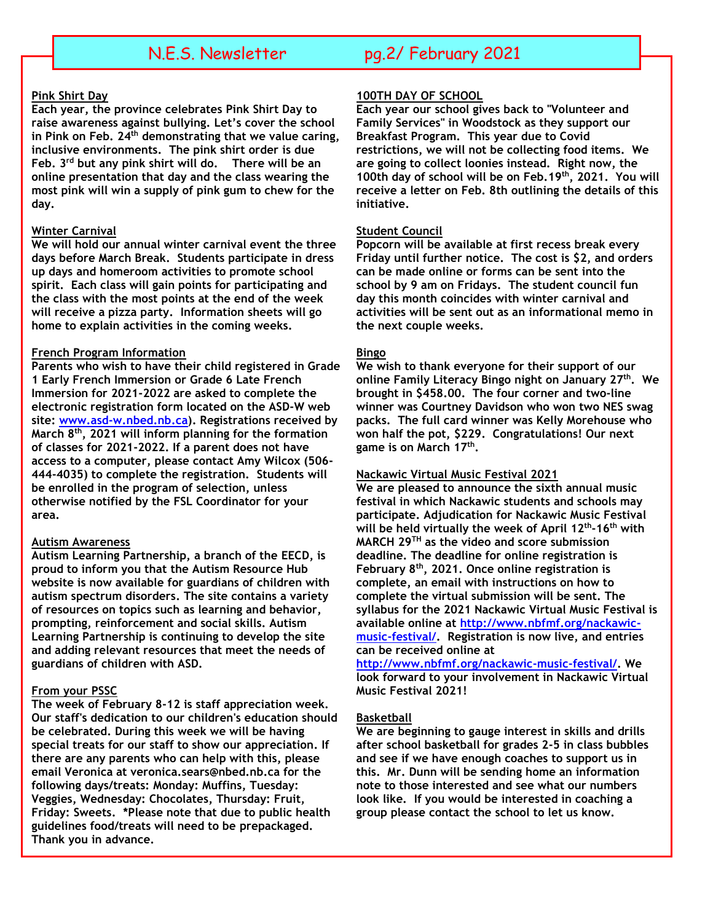## Pink Shirt Day

**Each year, the province celebrates Pink Shirt Day to raise awareness against bullying. Let's cover the school in Pink on Feb. 24th demonstrating that we value caring, inclusive environments. The pink shirt order is due Feb. 3rd but any pink shirt will do. There will be an online presentation that day and the class wearing the most pink will win a supply of pink gum to chew for the day.**

## Winter Carnival

**We will hold our annual winter carnival event the three days before March Break. Students participate in dress up days and homeroom activities to promote school spirit. Each class will gain points for participating and the class with the most points at the end of the week will receive a pizza party. Information sheets will go home to explain activities in the coming weeks.**

## French Program Information

**Parents who wish to have their child registered in Grade 1 Early French Immersion or Grade 6 Late French Immersion for 2021-2022 are asked to complete the electronic registration form located on the ASD-W web site: www.asd-w.nbed.nb.ca). Registrations received by March 8th, 2021 will inform planning for the formation of classes for 2021-2022. If a parent does not have access to a computer, please contact Amy Wilcox (506-444-4035) to complete the registration. Students will be enrolled in the program of selection, unless otherwise notified by the FSL Coordinator for your area.**

## Autism Awareness

**Autism Learning Partnership, a branch of the EECD, is proud to inform you that the Autism Resource Hub website is now available for guardians of children with autism spectrum disorders. The site contains a variety of resources on topics such as learning and behavior, prompting, reinforcement and social skills. Autism Learning Partnership is continuing to develop the site and adding relevant resources that meet the needs of guardians of children with ASD.**

## From your PSSC

**The week of February 8-12 is staff appreciation week. Our staff's dedication to our children's education should be celebrated. During this week we will be having special treats for our staff to show our appreciation. If there are any parents who can help with this, please email Veronica at veronica.sears@nbed.nb.ca for the following days/treats: Monday: Muffins, Tuesday: Veggies, Wednesday: Chocolates, Thursday: Fruit, Friday: Sweets. *Please note that due to public health guidelines food/treats will need to be prepackaged. Thank you in advance.**

## 100TH DAY OF SCHOOL

**Each year our school gives back to "Volunteer and Family Services" in Woodstock as they support our Breakfast Program. This year due to Covid restrictions, we will not be collecting food items. We are going to collect loonies instead. Right now, the 100th day of school will be on Feb.19th, 2021. You will receive a letter on Feb. 8th outlining the details of this initiative.**

## Student Council

**Popcorn will be available at first recess break every Friday until further notice. The cost is $2, and orders can be made online or forms can be sent into the school by 9 am on Fridays. The student council fun day this month coincides with winter carnival and activities will be sent out as an informational memo in the next couple weeks.**

## Bingo

**We wish to thank everyone for their support of our online Family Literacy Bingo night on January 27th. We brought in $458.00. The four corner and two-line winner was Courtney Davidson who won two NES swag packs. The full card winner was Kelly Morehouse who won half the pot, $229. Congratulations! Our next game is on March 17th.**

## Nackawic Virtual Music Festival 2021

**We are pleased to announce the sixth annual music festival in which Nackawic students and schools may participate. Adjudication for Nackawic Music Festival will be held virtually the week of April 12th-16th with MARCH 29TH as the video and score submission deadline. The deadline for online registration is February 8th, 2021. Once online registration is complete, an email with instructions on how to complete the virtual submission will be sent. The syllabus for the 2021 Nackawic Virtual Music Festival is available online at http://www.nbfmf.org/nackawic-music-festival/. Registration is now live, and entries can be received online at http://www.nbfmf.org/nackawic-music-festival/. We look forward to your involvement in Nackawic Virtual Music Festival 2021!**

## Basketball

**We are beginning to gauge interest in skills and drills after school basketball for grades 2-5 in class bubbles and see if we have enough coaches to support us in this. Mr. Dunn will be sending home an information note to those interested and see what our numbers look like. If you would be interested in coaching a group please contact the school to let us know.**